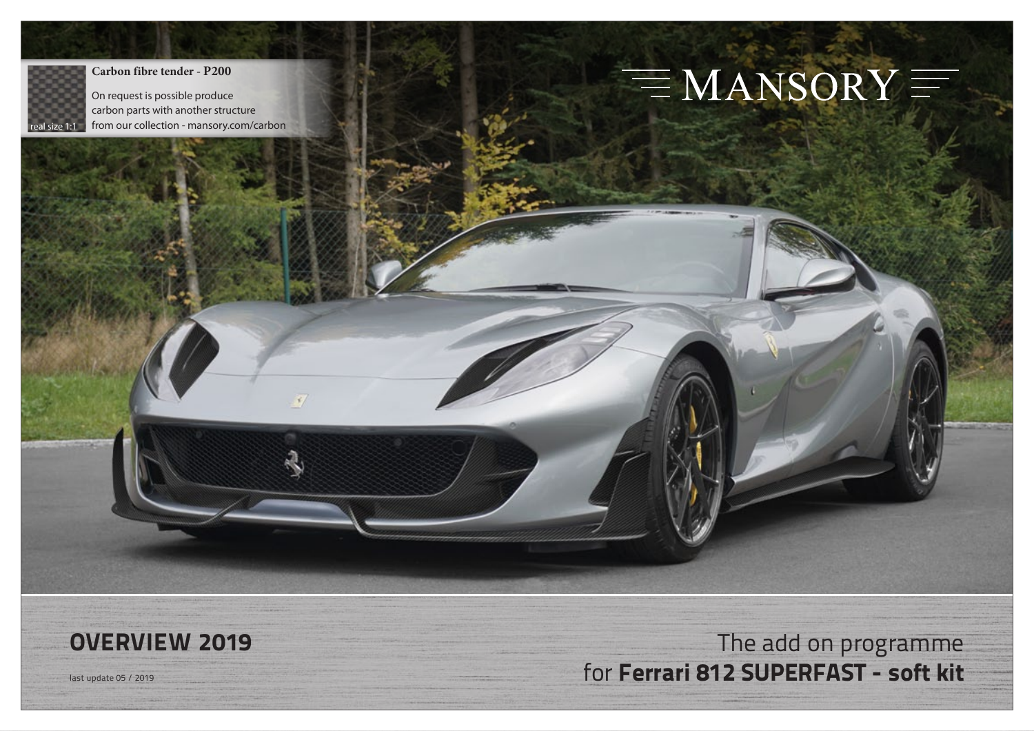**Carbon fibre tender - P200**

real size 1:1

On request is possible produce carbon parts with another structure from our collection - mansory.com/carbon

# MANSORY

## OVERVIEW 2019

last update 05 / 2019

The add on programme for **Ferrari 812 SUPERFAST - soft kit**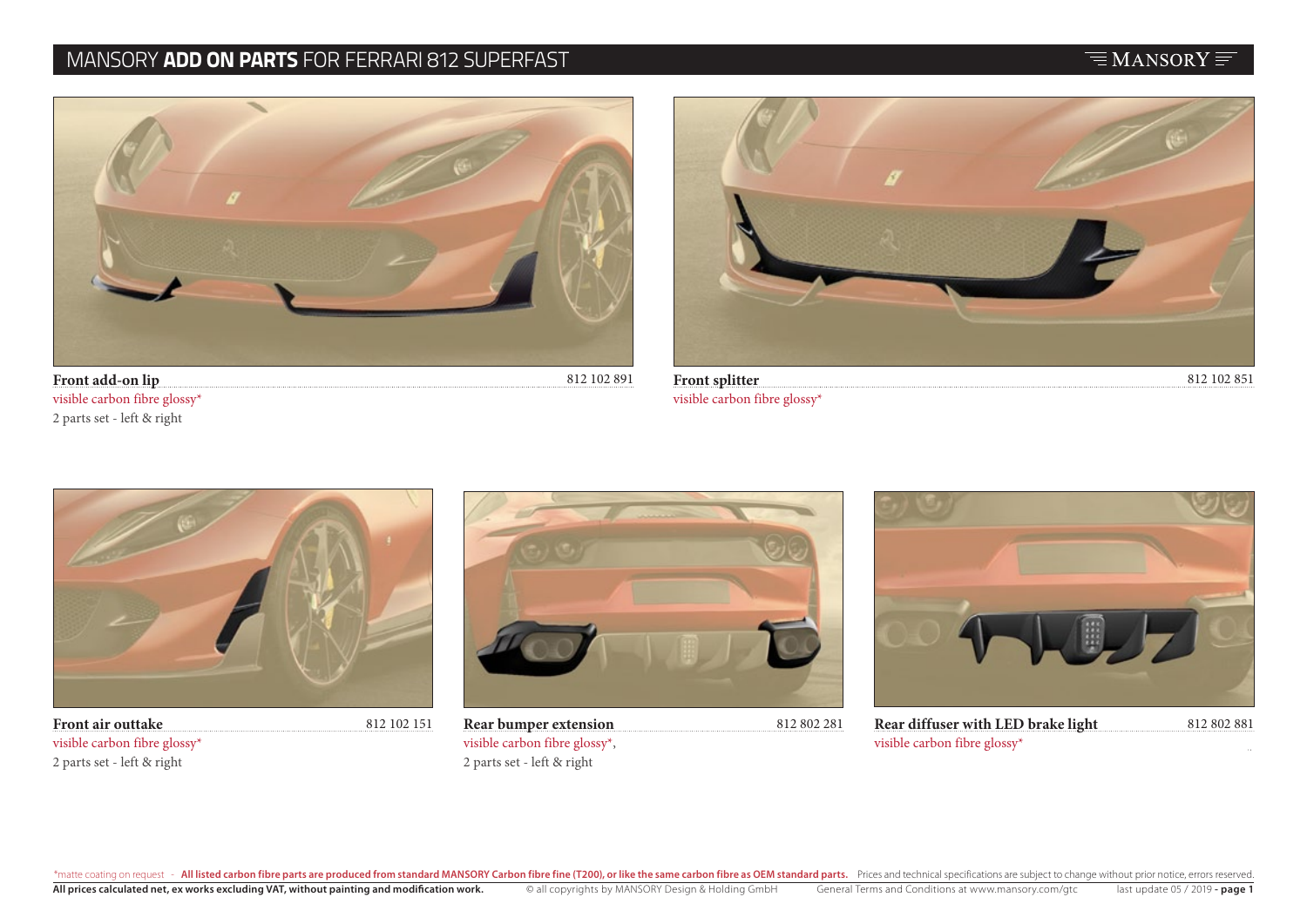# MANSORY **ADD ON PARTS** FOR FERRARI 812 SUPERFAST

**Front add-on lip** — 812 102 891
visible carbon fibre glossy*
2 parts set - left & right

**Front splitter** — 812 102 851
visible carbon fibre glossy*

**Front air outtake** — 812 102 151
visible carbon fibre glossy*
2 parts set - left & right

**Rear bumper extension** — 812 802 281
visible carbon fibre glossy*,
2 parts set - left & right

**Rear diffuser with LED brake light** — 812 802 881
visible carbon fibre glossy*

*matte coating on request - **All listed carbon fibre parts are produced from standard MANSORY Carbon fibre fine (T200), or like the same carbon fibre as OEM standard parts.** Prices and technical specifications are subject to change without prior notice, errors reserved.

**All prices calculated net, ex works excluding VAT, without painting and modification work.** © all copyrights by MANSORY Design & Holding GmbH General Terms and Conditions at www.mansory.com/gtc last update 05 / 2019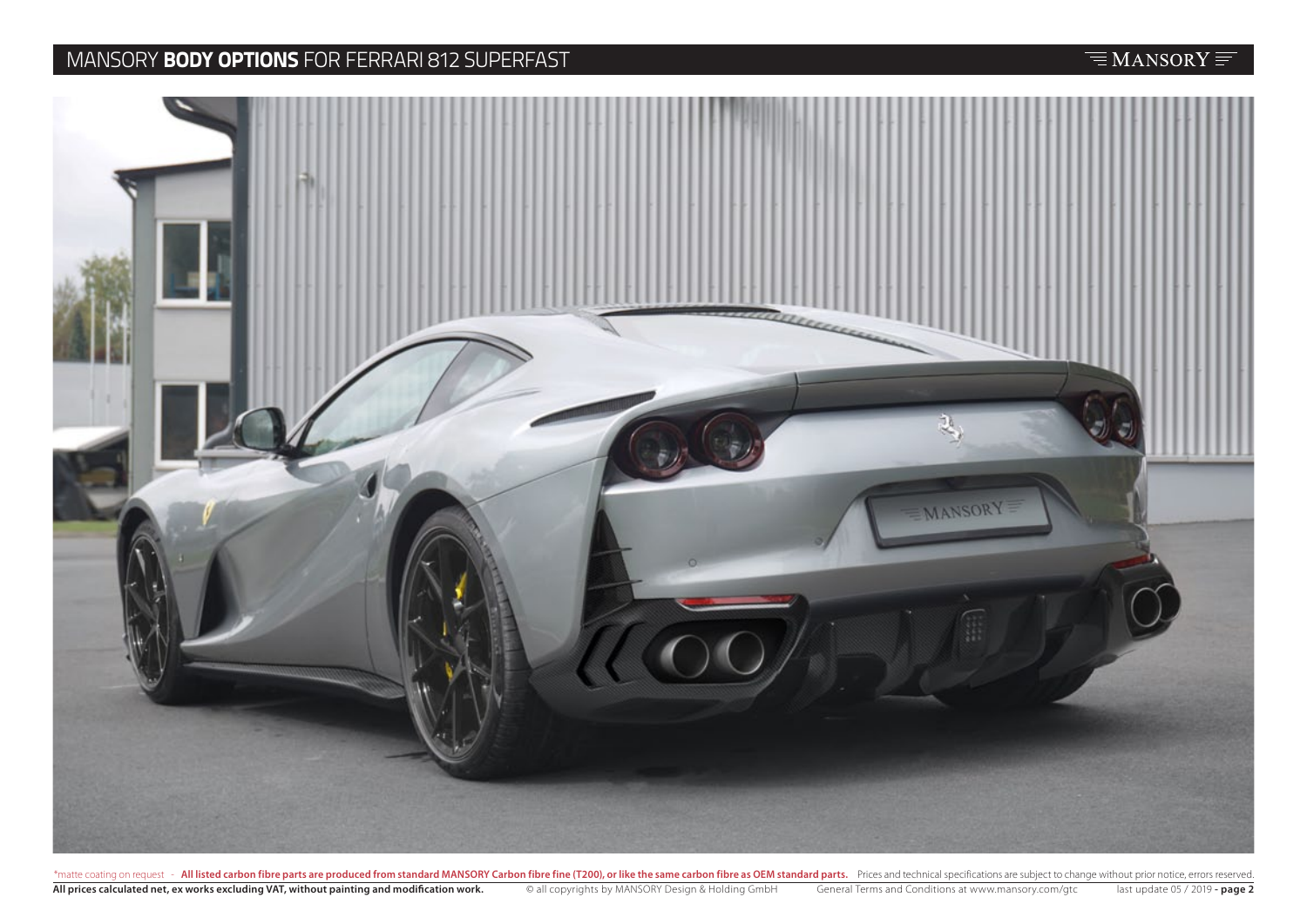# MANSORY **BODY OPTIONS** FOR FERRARI 812 SUPERFAST

*matte coating on request - **All listed carbon fibre parts are produced from standard MANSORY Carbon fibre fine (T200), or like the same carbon fibre as OEM standard parts.** Prices and technical specifications are subject to change without prior notice, errors reserved.

**All prices calculated net, ex works excluding VAT, without painting and modification work.** © all copyrights by MANSORY Design & Holding GmbH General Terms and Conditions at www.mansory.com/gtc last update 05 / 2019